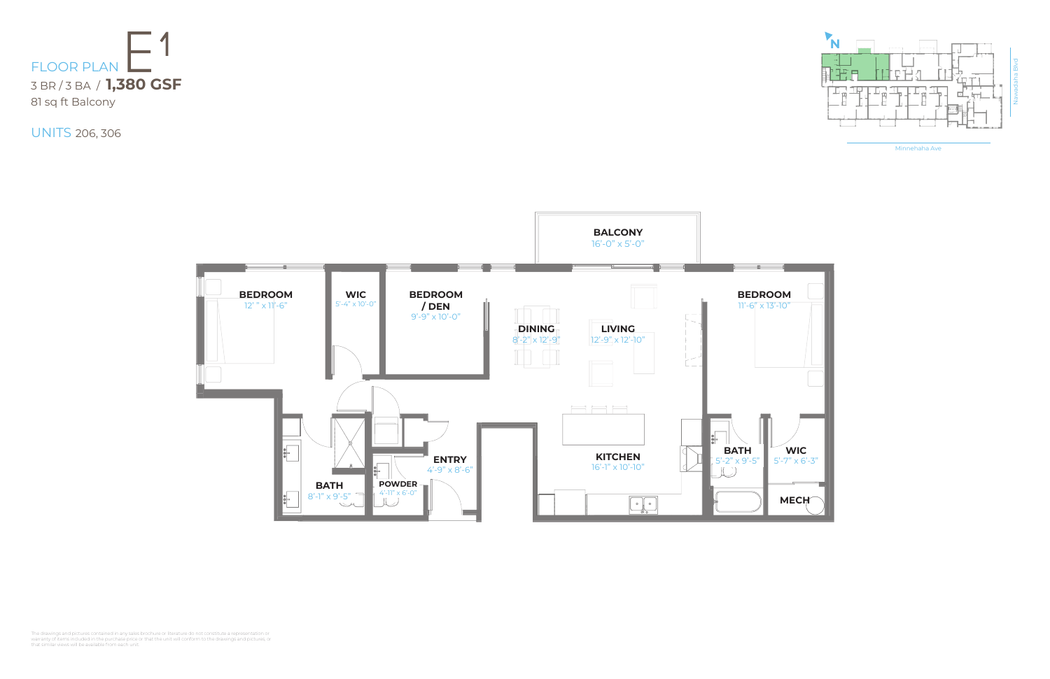# FLOOR PLAN E1

3 BR / 3 BA / **1,380 GSF**

81 sq ft Balcony

UNITS 206, 306

BALCONY
16'-0" x 5'-0"

BEDROOM
12' " x 11'-6"

WIC
5'-4" x 10'-0"

BEDROOM / DEN
9'-9" x 10'-0"

DINING
8'-2" x 12'-9"

LIVING
12'-9" x 12'-10"

BEDROOM
11'-6" x 13'-10"

ENTRY
4'-9" x 8'-6"

KITCHEN
16'-1" x 10'-10"

BATH
5'-2" x 9'-5"

WIC
5'-7" x 6'-3"

MECH

BATH
8'-1" x 9'-5"

POWDER
4'-11" x 6'-0"

N

Nawadaha Blvd

Minnehaha Ave

The drawings and pictures contained in any sales brochure or literature do not constitute a representation or warranty of items included in the purchase price or that the unit will conform to the drawings and pictures, or that similar views will be available from each unit.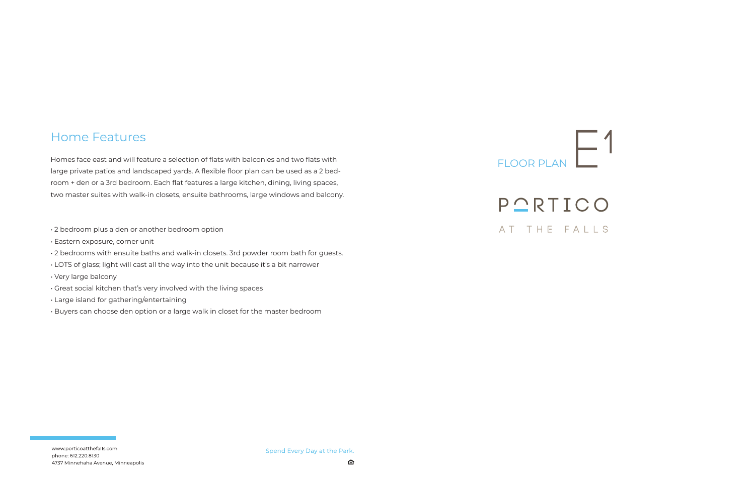## Home Features

Homes face east and will feature a selection of flats with balconies and two flats with large private patios and landscaped yards. A flexible floor plan can be used as a 2 bedroom + den or a 3rd bedroom. Each flat features a large kitchen, dining, living spaces, two master suites with walk-in closets, ensuite bathrooms, large windows and balcony.

- 2 bedroom plus a den or another bedroom option
- Eastern exposure, corner unit
- 2 bedrooms with ensuite baths and walk-in closets. 3rd powder room bath for guests.
- LOTS of glass; light will cast all the way into the unit because it's a bit narrower
- Very large balcony
- Great social kitchen that's very involved with the living spaces
- Large island for gathering/entertaining
- Buyers can choose den option or a large walk in closet for the master bedroom

# FLOOR PLAN E1

PORTICO

AT THE FALLS

www.porticoatthefalls.com
phone: 612.220.8130
4737 Minnehaha Avenue, Minneapolis

Spend Every Day at the Park.